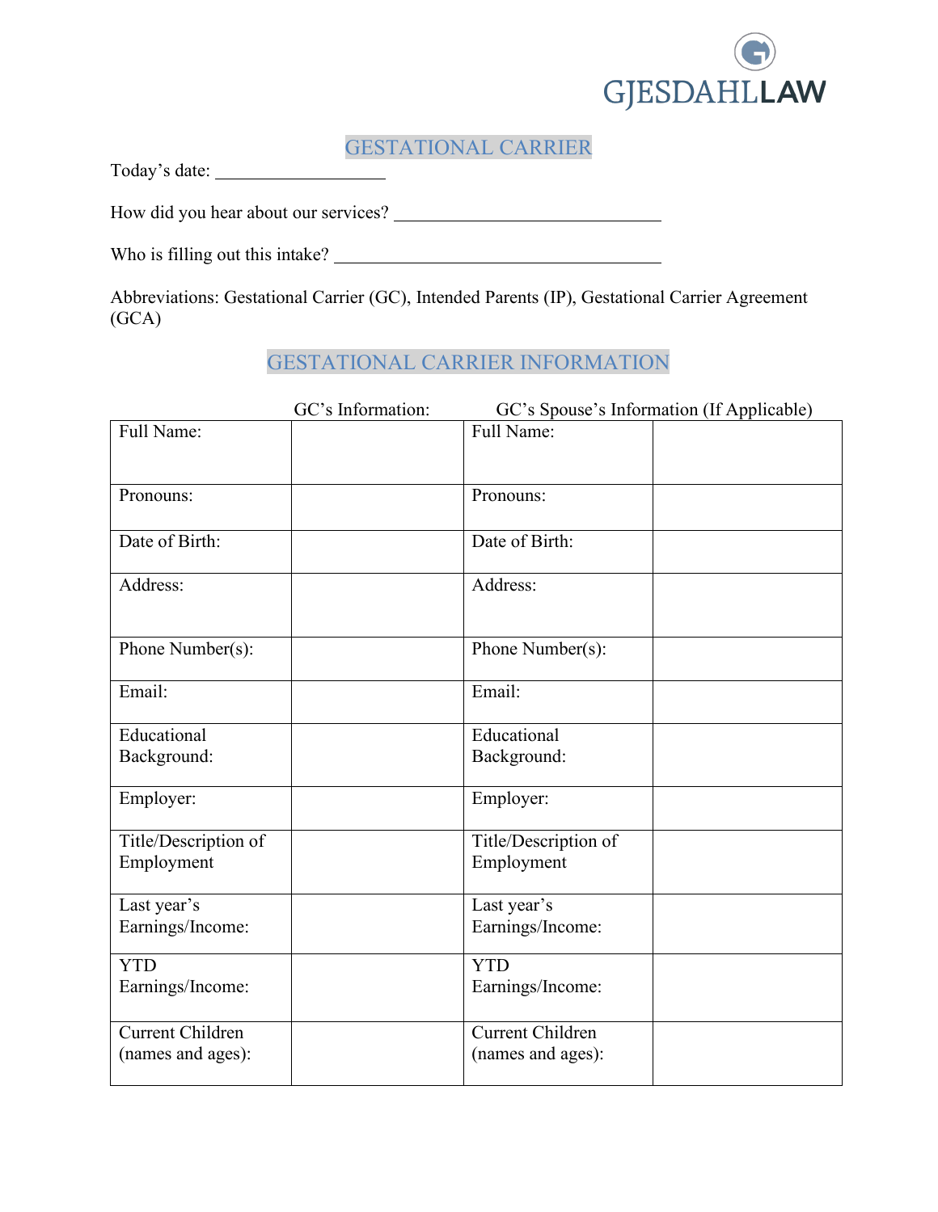GJESDAHLLAW

# GESTATIONAL CARRIER

Today's date: ___________________

How did you hear about our services? ______________________________

Who is filling out this intake? _____________________________________

Abbreviations: Gestational Carrier (GC), Intended Parents (IP), Gestational Carrier Agreement (GCA)

## GESTATIONAL CARRIER INFORMATION

| | GC's Information: | GC's Spouse's Information (If Applicable) | |
|---|---|---|---|
| Full Name: | | Full Name: | |
| Pronouns: | | Pronouns: | |
| Date of Birth: | | Date of Birth: | |
| Address: | | Address: | |
| Phone Number(s): | | Phone Number(s): | |
| Email: | | Email: | |
| Educational Background: | | Educational Background: | |
| Employer: | | Employer: | |
| Title/Description of Employment | | Title/Description of Employment | |
| Last year's Earnings/Income: | | Last year's Earnings/Income: | |
| YTD Earnings/Income: | | YTD Earnings/Income: | |
| Current Children (names and ages): | | Current Children (names and ages): | |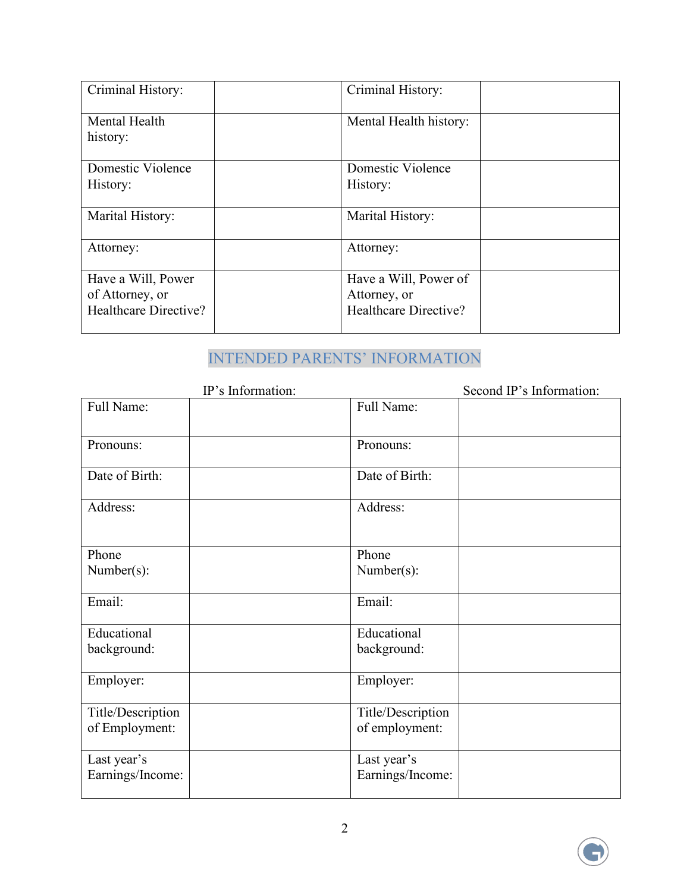| Criminal History: | | Criminal History: | |
|---|---|---|---|
| Mental Health history: | | Mental Health history: | |
| Domestic Violence History: | | Domestic Violence History: | |
| Marital History: | | Marital History: | |
| Attorney: | | Attorney: | |
| Have a Will, Power of Attorney, or Healthcare Directive? | | Have a Will, Power of Attorney, or Healthcare Directive? | |

## INTENDED PARENTS' INFORMATION

| | IP's Information: | | Second IP's Information: |
|---|---|---|---|
| Full Name: | | Full Name: | |
| Pronouns: | | Pronouns: | |
| Date of Birth: | | Date of Birth: | |
| Address: | | Address: | |
| Phone Number(s): | | Phone Number(s): | |
| Email: | | Email: | |
| Educational background: | | Educational background: | |
| Employer: | | Employer: | |
| Title/Description of Employment: | | Title/Description of employment: | |
| Last year's Earnings/Income: | | Last year's Earnings/Income: | |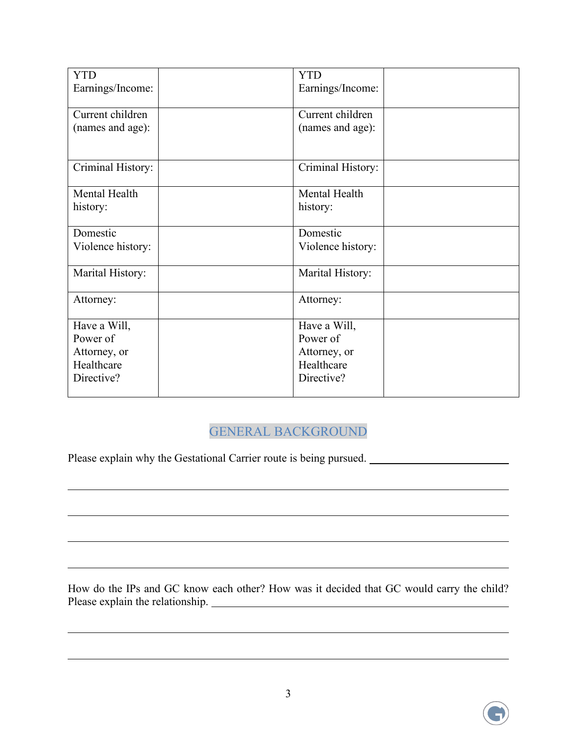| YTD Earnings/Income: | | YTD Earnings/Income: | |
|---|---|---|---|
| Current children (names and age): | | Current children (names and age): | |
| Criminal History: | | Criminal History: | |
| Mental Health history: | | Mental Health history: | |
| Domestic Violence history: | | Domestic Violence history: | |
| Marital History: | | Marital History: | |
| Attorney: | | Attorney: | |
| Have a Will, Power of Attorney, or Healthcare Directive? | | Have a Will, Power of Attorney, or Healthcare Directive? | |

## GENERAL BACKGROUND

Please explain why the Gestational Carrier route is being pursued. ______________________________

_____________________________________________________________________________

_____________________________________________________________________________

_____________________________________________________________________________

_____________________________________________________________________________

How do the IPs and GC know each other? How was it decided that GC would carry the child? Please explain the relationship. ______________________________________________________

_____________________________________________________________________________

_____________________________________________________________________________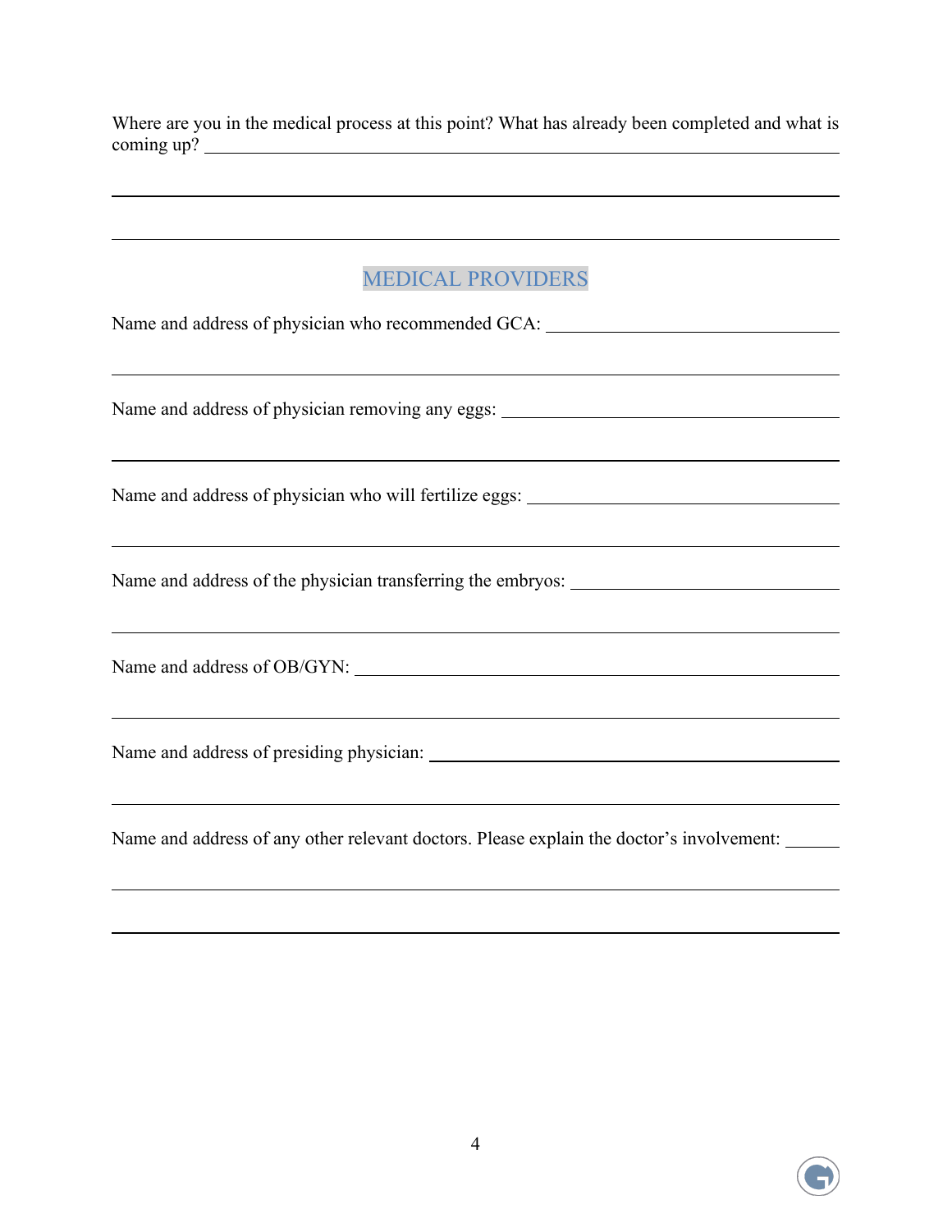Where are you in the medical process at this point? What has already been completed and what is coming up? ______________________________________________________________________

______________________________________________________________________

______________________________________________________________________

## MEDICAL PROVIDERS

Name and address of physician who recommended GCA: ______________________________

______________________________________________________________________

Name and address of physician removing any eggs: ______________________________

______________________________________________________________________

Name and address of physician who will fertilize eggs: ______________________________

______________________________________________________________________

Name and address of the physician transferring the embryos: ______________________________

______________________________________________________________________

Name and address of OB/GYN: ______________________________

______________________________________________________________________

Name and address of presiding physician: ______________________________

______________________________________________________________________

Name and address of any other relevant doctors. Please explain the doctor's involvement: ______

______________________________________________________________________

______________________________________________________________________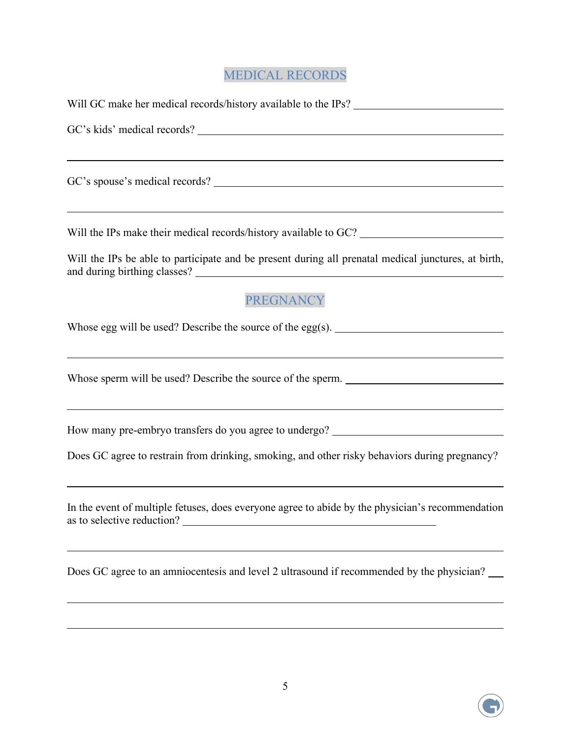## MEDICAL RECORDS

Will GC make her medical records/history available to the IPs? ____________________

GC's kids' medical records? ________________________________________________

____________________________________________________________________

GC's spouse's medical records? _____________________________________________

____________________________________________________________________

Will the IPs make their medical records/history available to GC? __________________

Will the IPs be able to participate and be present during all prenatal medical junctures, at birth, and during birthing classes? ______________________________________________

## PREGNANCY

Whose egg will be used? Describe the source of the egg(s). ________________________

____________________________________________________________________

Whose sperm will be used? Describe the source of the sperm. ______________________

____________________________________________________________________

How many pre-embryo transfers do you agree to undergo? ________________________

Does GC agree to restrain from drinking, smoking, and other risky behaviors during pregnancy?

____________________________________________________________________

In the event of multiple fetuses, does everyone agree to abide by the physician's recommendation as to selective reduction? ____________________________________

____________________________________________________________________

Does GC agree to an amniocentesis and level 2 ultrasound if recommended by the physician? ___

____________________________________________________________________

____________________________________________________________________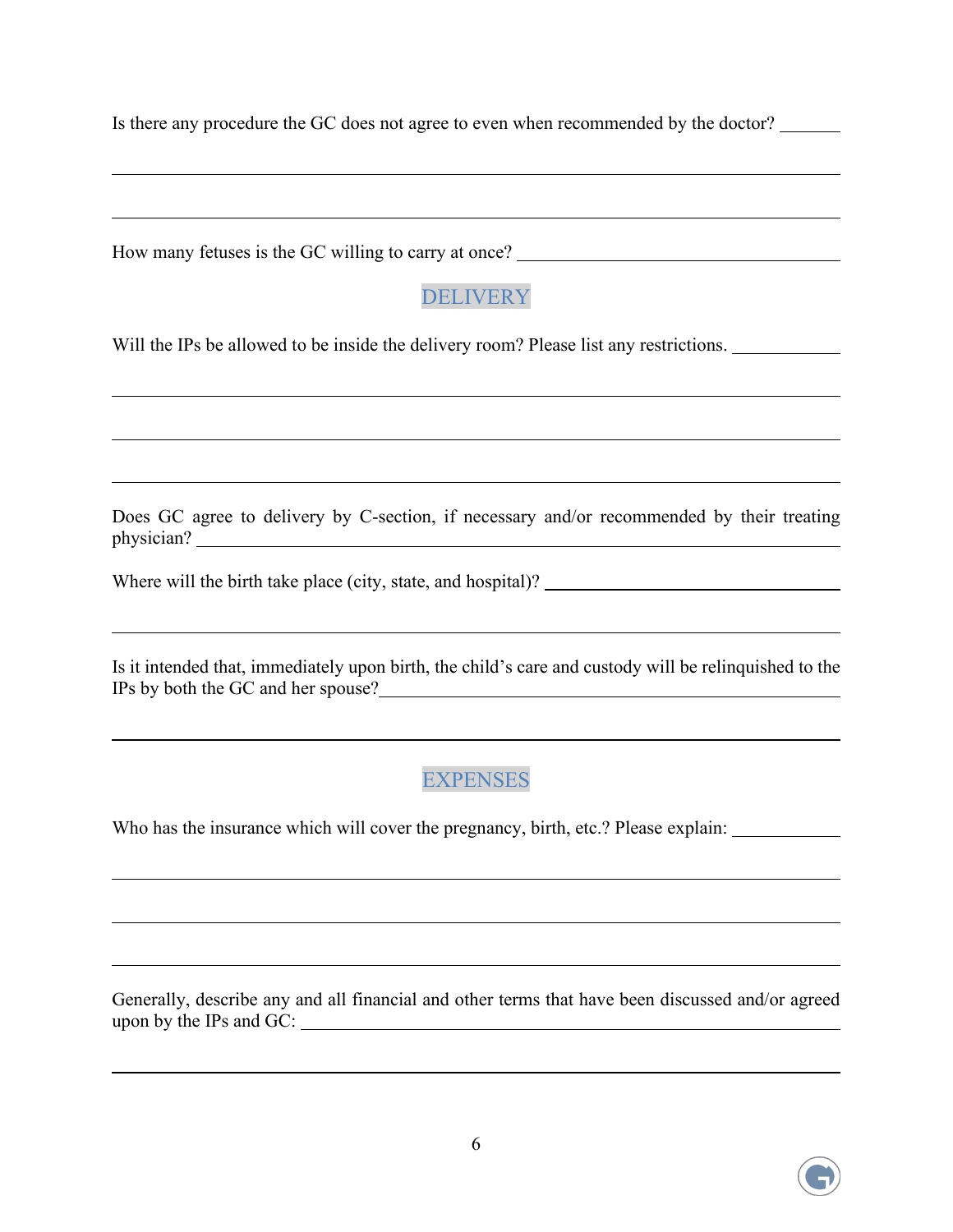Is there any procedure the GC does not agree to even when recommended by the doctor? _______

_______________________________________________________________________________

_______________________________________________________________________________

How many fetuses is the GC willing to carry at once? ___________________________________

## DELIVERY

Will the IPs be allowed to be inside the delivery room? Please list any restrictions. ____________

_______________________________________________________________________________

_______________________________________________________________________________

_______________________________________________________________________________

Does GC agree to delivery by C-section, if necessary and/or recommended by their treating physician? _______________________________________________________________________

Where will the birth take place (city, state, and hospital)? ______________________________

_______________________________________________________________________________

Is it intended that, immediately upon birth, the child's care and custody will be relinquished to the IPs by both the GC and her spouse?_____________________________________________

_______________________________________________________________________________

## EXPENSES

Who has the insurance which will cover the pregnancy, birth, etc.? Please explain: ____________

_______________________________________________________________________________

_______________________________________________________________________________

_______________________________________________________________________________

Generally, describe any and all financial and other terms that have been discussed and/or agreed upon by the IPs and GC: ___________________________________________________________

_______________________________________________________________________________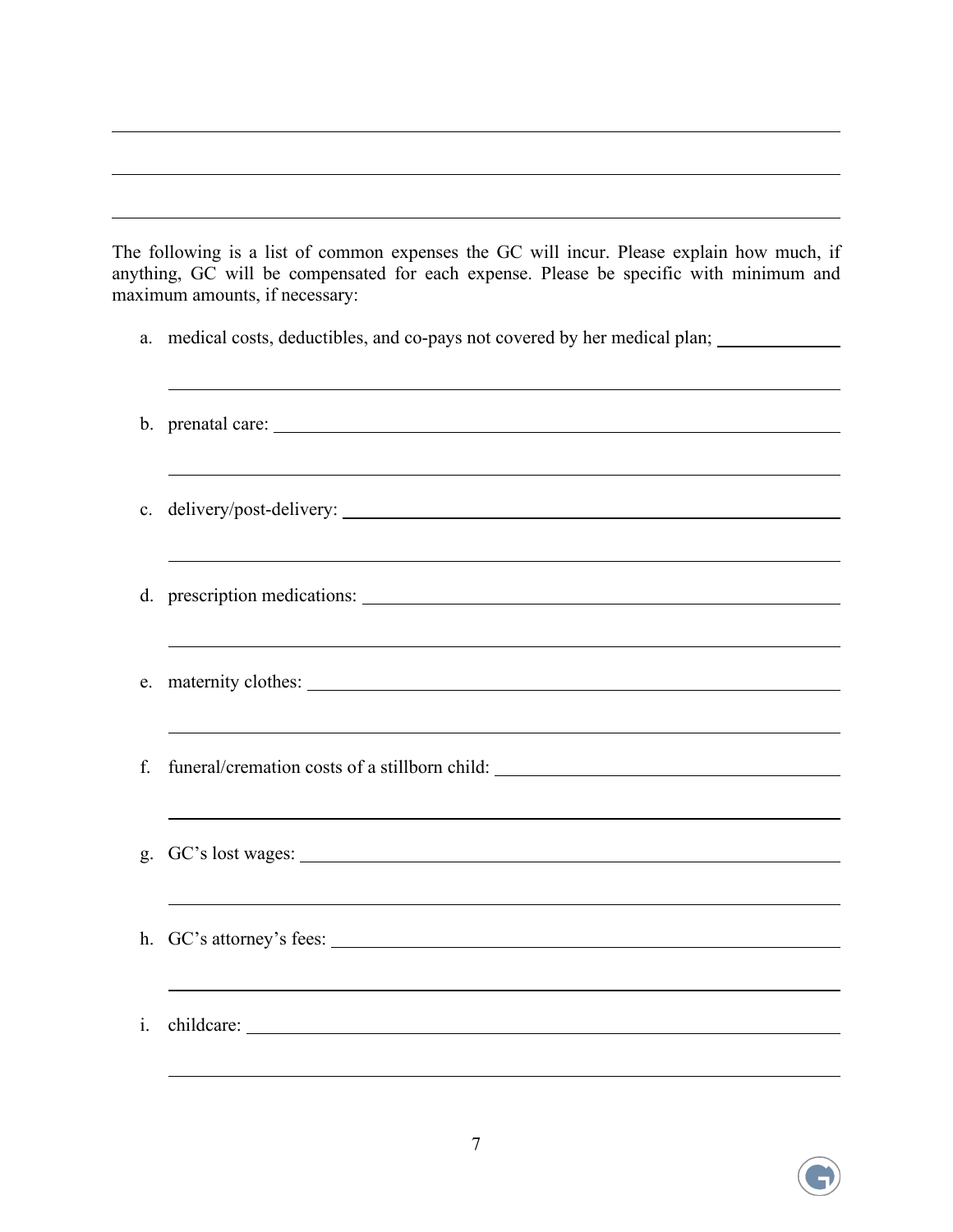The following is a list of common expenses the GC will incur. Please explain how much, if anything, GC will be compensated for each expense. Please be specific with minimum and maximum amounts, if necessary:

a. medical costs, deductibles, and co-pays not covered by her medical plan;

b. prenatal care:

c. delivery/post-delivery:

d. prescription medications:

e. maternity clothes:

f. funeral/cremation costs of a stillborn child:

g. GC's lost wages:

h. GC's attorney's fees:

i. childcare: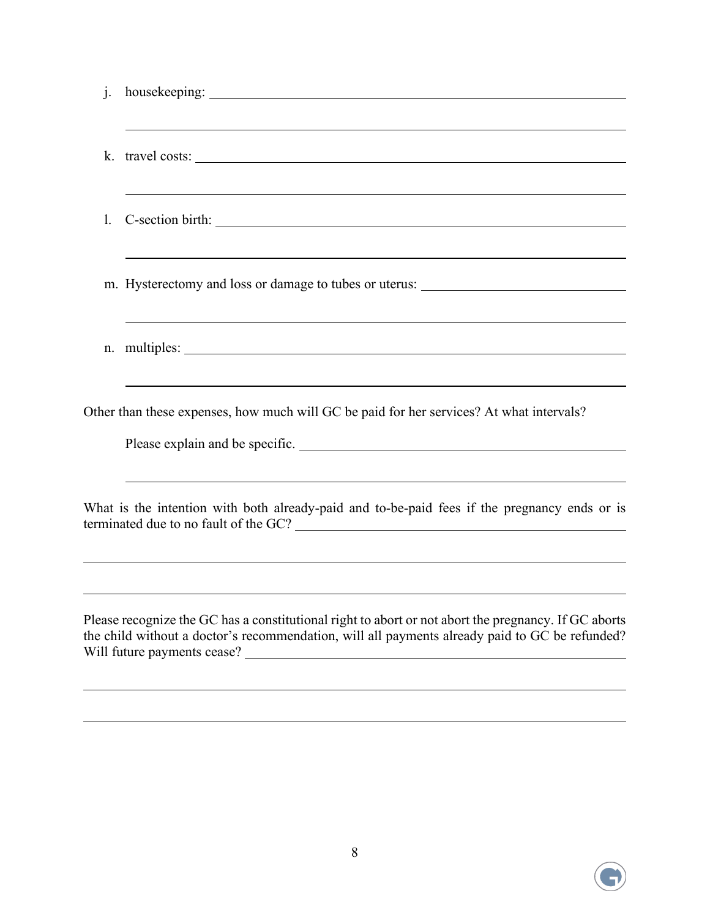j. housekeeping: ____________________________________________

____________________________________________

k. travel costs: ____________________________________________

____________________________________________

l. C-section birth: ____________________________________________

____________________________________________

m. Hysterectomy and loss or damage to tubes or uterus: ______________________

____________________________________________

n. multiples: ____________________________________________

____________________________________________

Other than these expenses, how much will GC be paid for her services? At what intervals?

Please explain and be specific. ____________________________________________

____________________________________________

What is the intention with both already-paid and to-be-paid fees if the pregnancy ends or is terminated due to no fault of the GC? ____________________________________________

____________________________________________

____________________________________________

Please recognize the GC has a constitutional right to abort or not abort the pregnancy. If GC aborts the child without a doctor's recommendation, will all payments already paid to GC be refunded? Will future payments cease? ____________________________________________

____________________________________________

____________________________________________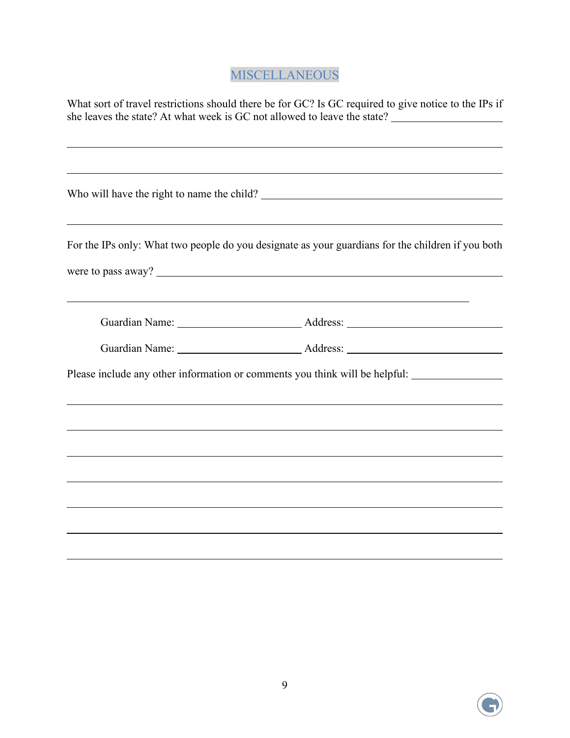## MISCELLANEOUS

What sort of travel restrictions should there be for GC? Is GC required to give notice to the IPs if she leaves the state? At what week is GC not allowed to leave the state? ____________________

______________________________________________________________________________

______________________________________________________________________________

Who will have the right to name the child? ____________________________________________

______________________________________________________________________________

For the IPs only: What two people do you designate as your guardians for the children if you both were to pass away? __________________________________________________________

______________________________________________________________________

Guardian Name: ______________________ Address: ____________________________

Guardian Name: ______________________ Address: ____________________________

Please include any other information or comments you think will be helpful: ________________

______________________________________________________________________________

______________________________________________________________________________

______________________________________________________________________________

______________________________________________________________________________

______________________________________________________________________________

______________________________________________________________________________

______________________________________________________________________________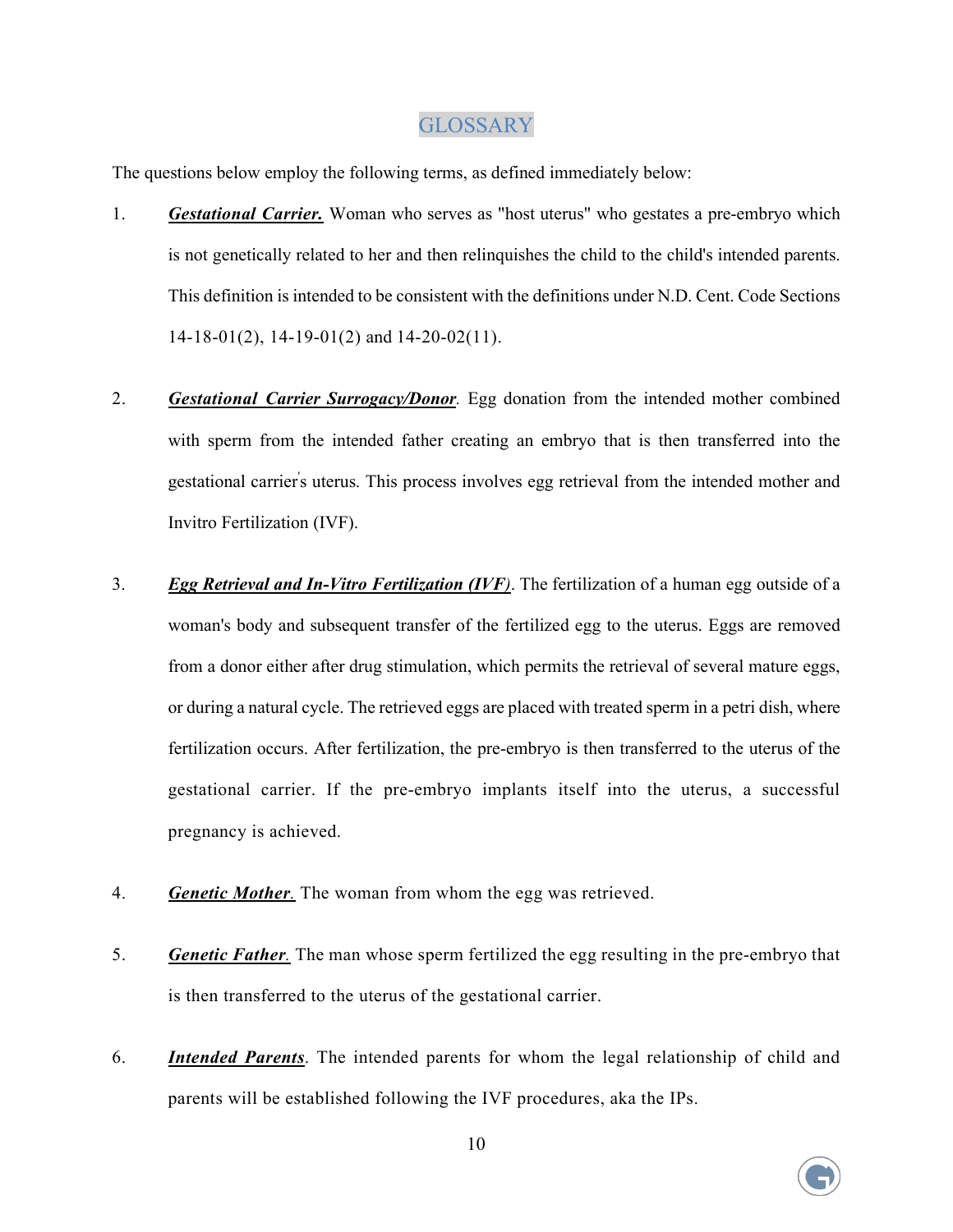# GLOSSARY

The questions below employ the following terms, as defined immediately below:

1. ***Gestational Carrier.*** Woman who serves as "host uterus" who gestates a pre-embryo which is not genetically related to her and then relinquishes the child to the child's intended parents. This definition is intended to be consistent with the definitions under N.D. Cent. Code Sections 14-18-01(2), 14-19-01(2) and 14-20-02(11).

2. ***Gestational Carrier Surrogacy/Donor.*** Egg donation from the intended mother combined with sperm from the intended father creating an embryo that is then transferred into the gestational carrier's uterus. This process involves egg retrieval from the intended mother and Invitro Fertilization (IVF).

3. ***Egg Retrieval and In-Vitro Fertilization (IVF).*** The fertilization of a human egg outside of a woman's body and subsequent transfer of the fertilized egg to the uterus. Eggs are removed from a donor either after drug stimulation, which permits the retrieval of several mature eggs, or during a natural cycle. The retrieved eggs are placed with treated sperm in a petri dish, where fertilization occurs. After fertilization, the pre-embryo is then transferred to the uterus of the gestational carrier. If the pre-embryo implants itself into the uterus, a successful pregnancy is achieved.

4. ***Genetic Mother.*** The woman from whom the egg was retrieved.

5. ***Genetic Father.*** The man whose sperm fertilized the egg resulting in the pre-embryo that is then transferred to the uterus of the gestational carrier.

6. ***Intended Parents.*** The intended parents for whom the legal relationship of child and parents will be established following the IVF procedures, aka the IPs.